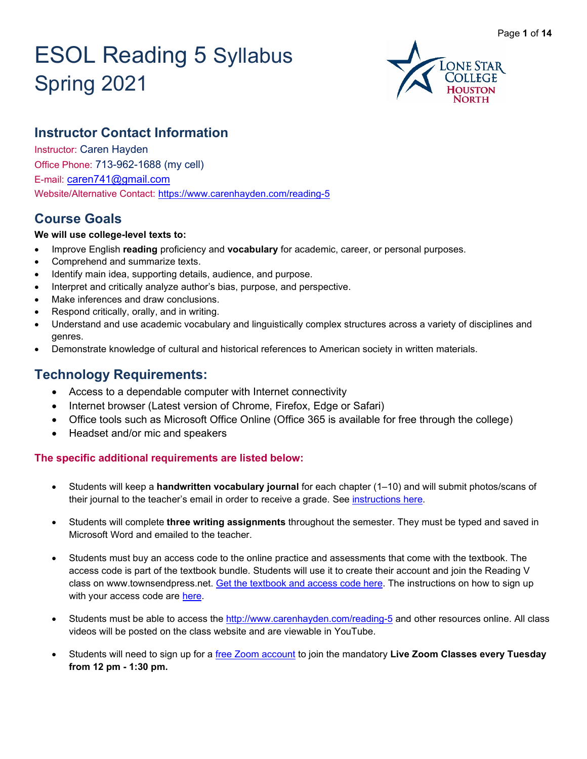# ESOL Reading 5 Syllabus Spring 2021

## Instructor Contact Information

Instructor: Caren Hayden

Office Phone: 713-962-1688 (my cell)

E-mail: caren741@gmail.com

Website/Alternative Contact: https://www.carenhayden.com/reading-5

## Course Goals

**We will use college-level texts to:**

- Improve English **reading** proficiency and **vocabulary** for academic, career, or personal purposes.
- Comprehend and summarize texts.
- Identify main idea, supporting details, audience, and purpose.
- Interpret and critically analyze author's bias, purpose, and perspective.
- Make inferences and draw conclusions.
- Respond critically, orally, and in writing.
- Understand and use academic vocabulary and linguistically complex structures across a variety of disciplines and genres.
- Demonstrate knowledge of cultural and historical references to American society in written materials.

## Technology Requirements:

- Access to a dependable computer with Internet connectivity
- Internet browser (Latest version of Chrome, Firefox, Edge or Safari)
- Office tools such as Microsoft Office Online (Office 365 is available for free through the college)
- Headset and/or mic and speakers

### The specific additional requirements are listed below:

- Students will keep a **handwritten vocabulary journal** for each chapter (1–10) and will submit photos/scans of their journal to the teacher's email in order to receive a grade. See instructions here.

- Students will complete **three writing assignments** throughout the semester. They must be typed and saved in Microsoft Word and emailed to the teacher.

- Students must buy an access code to the online practice and assessments that come with the textbook. The access code is part of the textbook bundle. Students will use it to create their account and join the Reading V class on www.townsendpress.net. Get the textbook and access code here. The instructions on how to sign up with your access code are here.

- Students must be able to access the http://www.carenhayden.com/reading-5 and other resources online. All class videos will be posted on the class website and are viewable in YouTube.

- Students will need to sign up for a free Zoom account to join the mandatory **Live Zoom Classes every Tuesday from 12 pm - 1:30 pm.**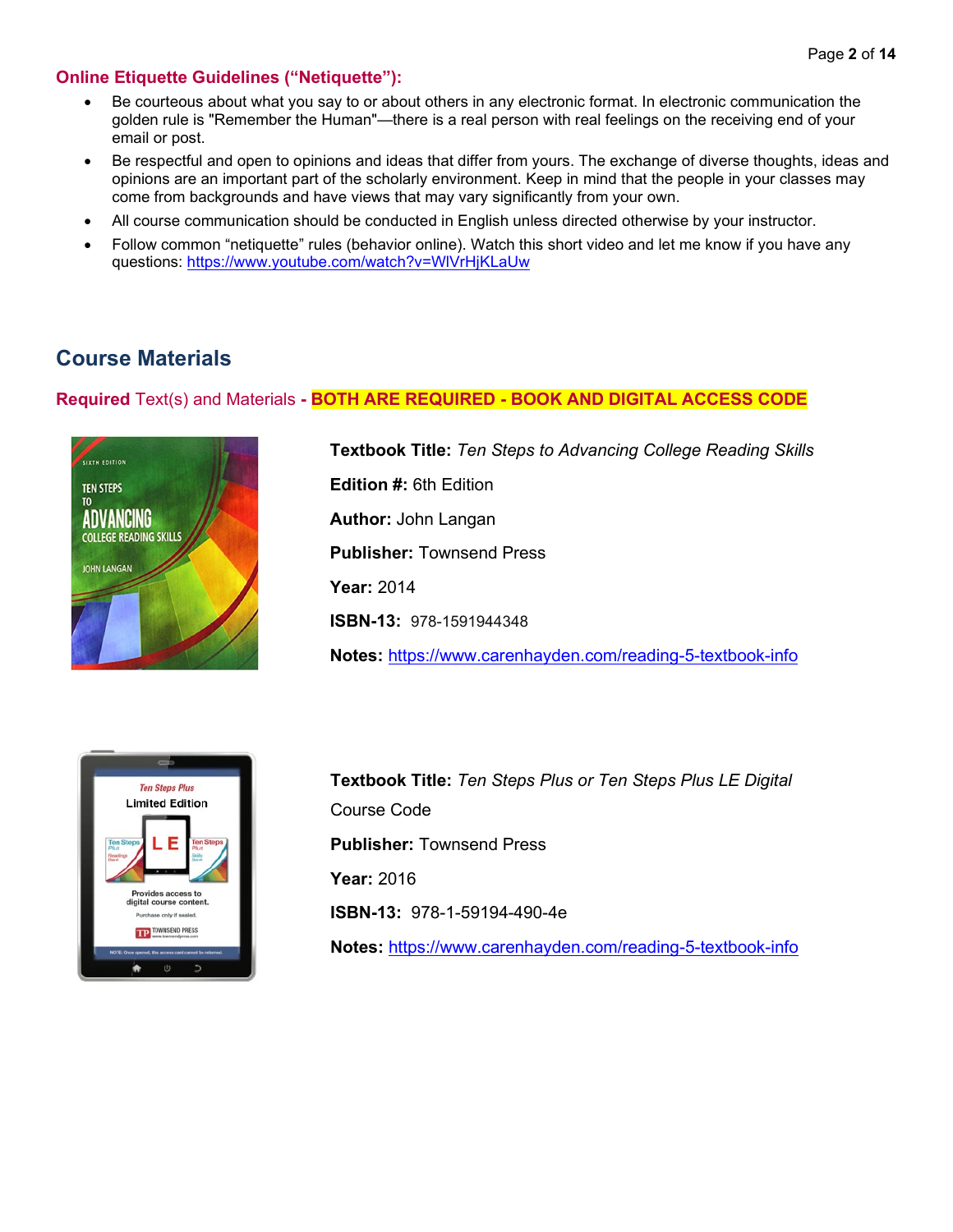### Online Etiquette Guidelines ("Netiquette"):

- Be courteous about what you say to or about others in any electronic format. In electronic communication the golden rule is "Remember the Human"—there is a real person with real feelings on the receiving end of your email or post.
- Be respectful and open to opinions and ideas that differ from yours. The exchange of diverse thoughts, ideas and opinions are an important part of the scholarly environment. Keep in mind that the people in your classes may come from backgrounds and have views that may vary significantly from your own.
- All course communication should be conducted in English unless directed otherwise by your instructor.
- Follow common "netiquette" rules (behavior online). Watch this short video and let me know if you have any questions: https://www.youtube.com/watch?v=WlVrHjKLaUw

## Course Materials

### Required Text(s) and Materials - BOTH ARE REQUIRED - BOOK AND DIGITAL ACCESS CODE

**Textbook Title:** *Ten Steps to Advancing College Reading Skills*

**Edition #:** 6th Edition

**Author:** John Langan

**Publisher:** Townsend Press

**Year:** 2014

**ISBN-13:** 978-1591944348

**Notes:** https://www.carenhayden.com/reading-5-textbook-info

**Textbook Title:** *Ten Steps Plus or Ten Steps Plus LE Digital* Course Code

**Publisher:** Townsend Press

**Year:** 2016

**ISBN-13:** 978-1-59194-490-4e

**Notes:** https://www.carenhayden.com/reading-5-textbook-info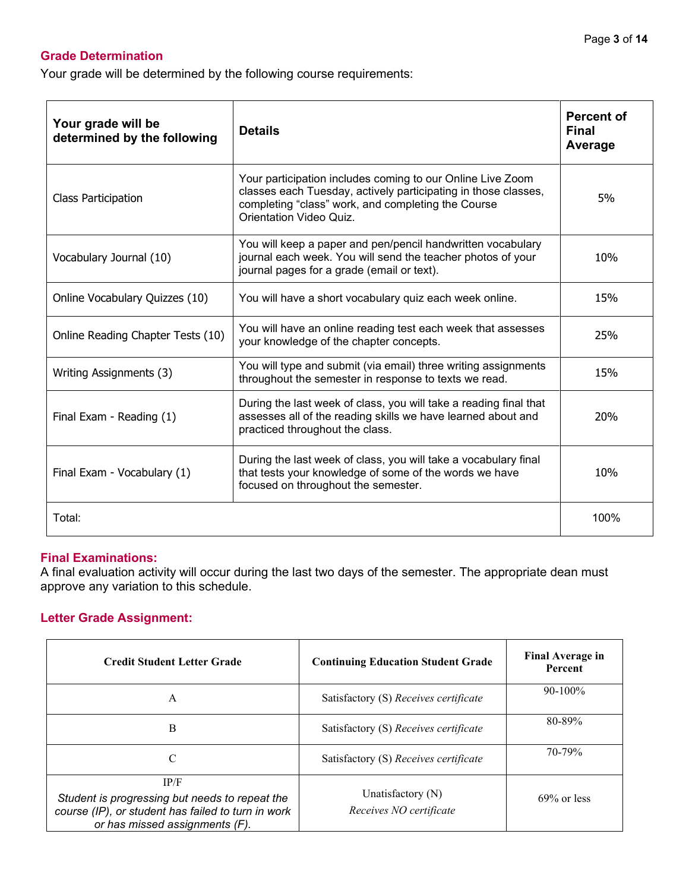## Grade Determination

Your grade will be determined by the following course requirements:

| Your grade will be determined by the following | Details | Percent of Final Average |
|---|---|---|
| Class Participation | Your participation includes coming to our Online Live Zoom classes each Tuesday, actively participating in those classes, completing "class" work, and completing the Course Orientation Video Quiz. | 5% |
| Vocabulary Journal (10) | You will keep a paper and pen/pencil handwritten vocabulary journal each week. You will send the teacher photos of your journal pages for a grade (email or text). | 10% |
| Online Vocabulary Quizzes (10) | You will have a short vocabulary quiz each week online. | 15% |
| Online Reading Chapter Tests (10) | You will have an online reading test each week that assesses your knowledge of the chapter concepts. | 25% |
| Writing Assignments (3) | You will type and submit (via email) three writing assignments throughout the semester in response to texts we read. | 15% |
| Final Exam - Reading (1) | During the last week of class, you will take a reading final that assesses all of the reading skills we have learned about and practiced throughout the class. | 20% |
| Final Exam - Vocabulary (1) | During the last week of class, you will take a vocabulary final that tests your knowledge of some of the words we have focused on throughout the semester. | 10% |
| Total: | | 100% |

### Final Examinations:

A final evaluation activity will occur during the last two days of the semester. The appropriate dean must approve any variation to this schedule.

### Letter Grade Assignment:

| Credit Student Letter Grade | Continuing Education Student Grade | Final Average in Percent |
|---|---|---|
| A | Satisfactory (S) *Receives certificate* | 90-100% |
| B | Satisfactory (S) *Receives certificate* | 80-89% |
| C | Satisfactory (S) *Receives certificate* | 70-79% |
| IP/F *Student is progressing but needs to repeat the course (IP), or student has failed to turn in work or has missed assignments (F).* | Unatisfactory (N) *Receives NO certificate* | 69% or less |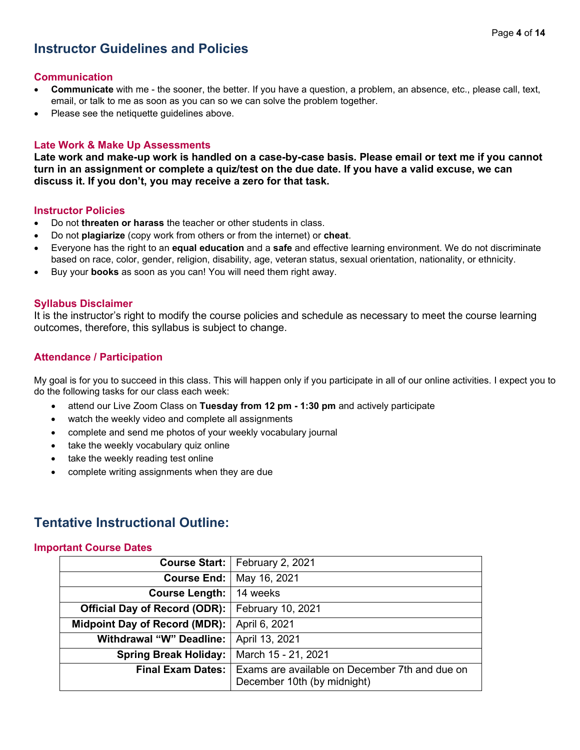## Instructor Guidelines and Policies

### Communication

- **Communicate** with me - the sooner, the better. If you have a question, a problem, an absence, etc., please call, text, email, or talk to me as soon as you can so we can solve the problem together.
- Please see the netiquette guidelines above.

### Late Work & Make Up Assessments

**Late work and make-up work is handled on a case-by-case basis. Please email or text me if you cannot turn in an assignment or complete a quiz/test on the due date. If you have a valid excuse, we can discuss it. If you don't, you may receive a zero for that task.**

### Instructor Policies

- Do not **threaten or harass** the teacher or other students in class.
- Do not **plagiarize** (copy work from others or from the internet) or **cheat**.
- Everyone has the right to an **equal education** and a **safe** and effective learning environment. We do not discriminate based on race, color, gender, religion, disability, age, veteran status, sexual orientation, nationality, or ethnicity.
- Buy your **books** as soon as you can! You will need them right away.

### Syllabus Disclaimer

It is the instructor's right to modify the course policies and schedule as necessary to meet the course learning outcomes, therefore, this syllabus is subject to change.

### Attendance / Participation

My goal is for you to succeed in this class. This will happen only if you participate in all of our online activities. I expect you to do the following tasks for our class each week:

- attend our Live Zoom Class on **Tuesday from 12 pm - 1:30 pm** and actively participate
- watch the weekly video and complete all assignments
- complete and send me photos of your weekly vocabulary journal
- take the weekly vocabulary quiz online
- take the weekly reading test online
- complete writing assignments when they are due

## Tentative Instructional Outline:

### Important Course Dates

| | |
|---|---|
| **Course Start:** | February 2, 2021 |
| **Course End:** | May 16, 2021 |
| **Course Length:** | 14 weeks |
| **Official Day of Record (ODR):** | February 10, 2021 |
| **Midpoint Day of Record (MDR):** | April 6, 2021 |
| **Withdrawal "W" Deadline:** | April 13, 2021 |
| **Spring Break Holiday:** | March 15 - 21, 2021 |
| **Final Exam Dates:** | Exams are available on December 7th and due on December 10th (by midnight) |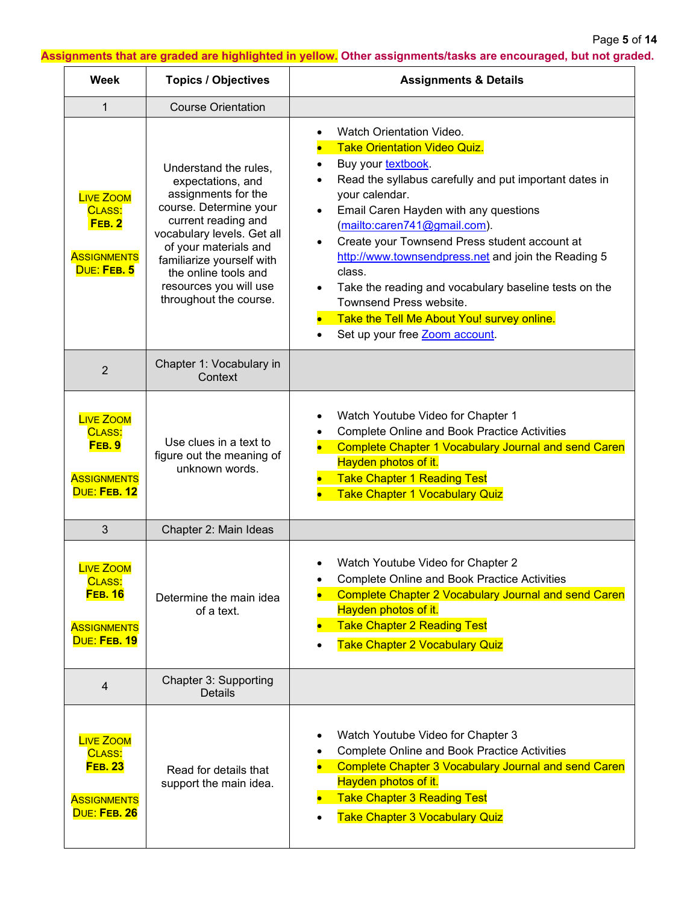**Assignments that are graded are highlighted in yellow.** **Other assignments/tasks are encouraged, but not graded.**

| Week | Topics / Objectives | Assignments & Details |
|---|---|---|
| 1 | Course Orientation | |
| LIVE ZOOM CLASS: **FEB. 2**<br><br>ASSIGNMENTS DUE: **FEB. 5** | Understand the rules, expectations, and assignments for the course. Determine your current reading and vocabulary levels. Get all of your materials and familiarize yourself with the online tools and resources you will use throughout the course. | • Watch Orientation Video.<br>• Take Orientation Video Quiz.<br>• Buy your [textbook](textbook).<br>• Read the syllabus carefully and put important dates in your calendar.<br>• Email Caren Hayden with any questions (mailto:caren741@gmail.com).<br>• Create your Townsend Press student account at http://www.townsendpress.net and join the Reading 5 class.<br>• Take the reading and vocabulary baseline tests on the Townsend Press website.<br>• Take the Tell Me About You! survey online.<br>• Set up your free [Zoom account](Zoom account). |
| 2 | Chapter 1: Vocabulary in Context | |
| LIVE ZOOM CLASS: **FEB. 9**<br><br>ASSIGNMENTS DUE: **FEB. 12** | Use clues in a text to figure out the meaning of unknown words. | • Watch Youtube Video for Chapter 1<br>• Complete Online and Book Practice Activities<br>• Complete Chapter 1 Vocabulary Journal and send Caren Hayden photos of it.<br>• Take Chapter 1 Reading Test<br>• Take Chapter 1 Vocabulary Quiz |
| 3 | Chapter 2: Main Ideas | |
| LIVE ZOOM CLASS: **FEB. 16**<br><br>ASSIGNMENTS DUE: **FEB. 19** | Determine the main idea of a text. | • Watch Youtube Video for Chapter 2<br>• Complete Online and Book Practice Activities<br>• Complete Chapter 2 Vocabulary Journal and send Caren Hayden photos of it.<br>• Take Chapter 2 Reading Test<br>• Take Chapter 2 Vocabulary Quiz |
| 4 | Chapter 3: Supporting Details | |
| LIVE ZOOM CLASS: **FEB. 23**<br><br>ASSIGNMENTS DUE: **FEB. 26** | Read for details that support the main idea. | • Watch Youtube Video for Chapter 3<br>• Complete Online and Book Practice Activities<br>• Complete Chapter 3 Vocabulary Journal and send Caren Hayden photos of it.<br>• Take Chapter 3 Reading Test<br>• Take Chapter 3 Vocabulary Quiz |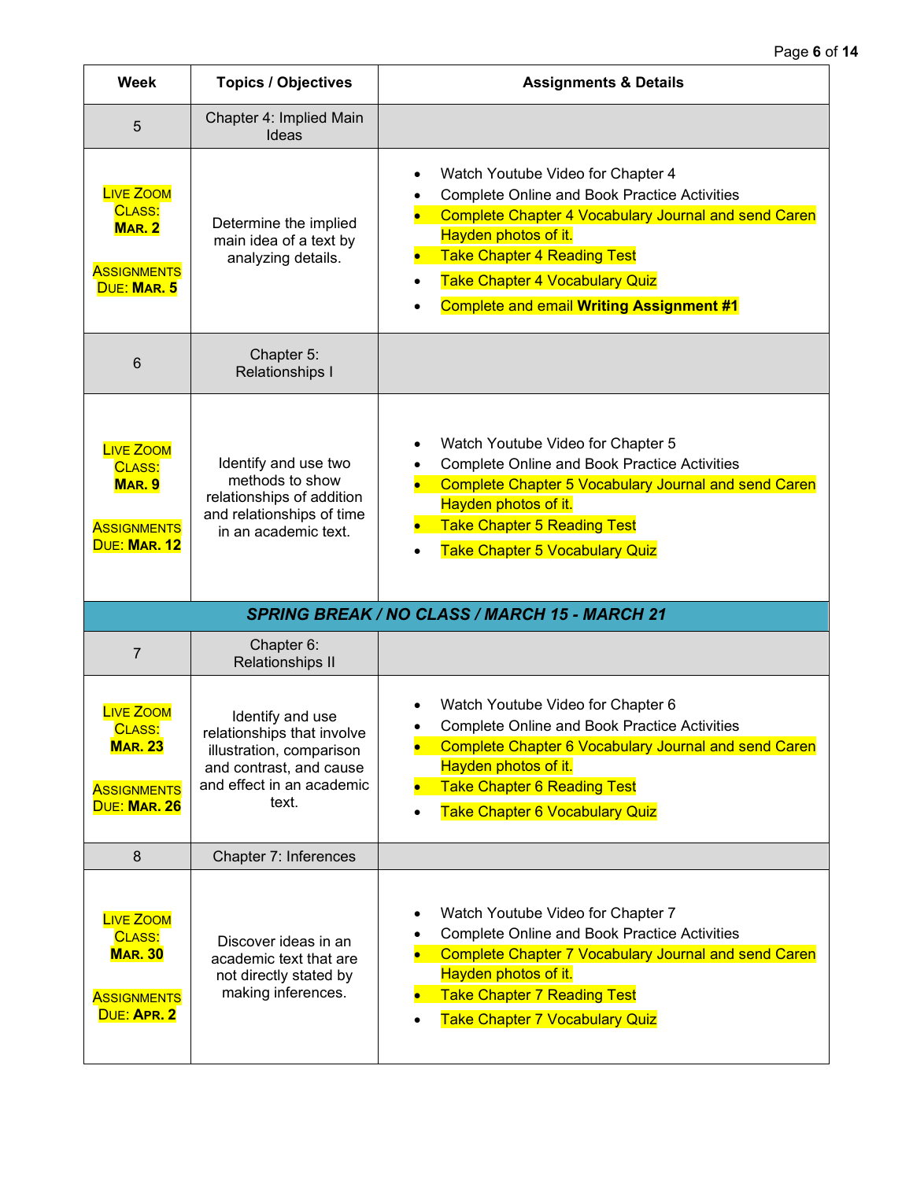| Week | Topics / Objectives | Assignments & Details |
|---|---|---|
| 5 | Chapter 4: Implied Main Ideas | |
| LIVE ZOOM CLASS: **MAR. 2**<br><br>ASSIGNMENTS DUE: **MAR. 5** | Determine the implied main idea of a text by analyzing details. | • Watch Youtube Video for Chapter 4<br>• Complete Online and Book Practice Activities<br>• Complete Chapter 4 Vocabulary Journal and send Caren Hayden photos of it.<br>• Take Chapter 4 Reading Test<br>• Take Chapter 4 Vocabulary Quiz<br>• Complete and email **Writing Assignment #1** |
| 6 | Chapter 5: Relationships I | |
| LIVE ZOOM CLASS: **MAR. 9**<br><br>ASSIGNMENTS DUE: **MAR. 12** | Identify and use two methods to show relationships of addition and relationships of time in an academic text. | • Watch Youtube Video for Chapter 5<br>• Complete Online and Book Practice Activities<br>• Complete Chapter 5 Vocabulary Journal and send Caren Hayden photos of it.<br>• Take Chapter 5 Reading Test<br>• Take Chapter 5 Vocabulary Quiz |
| ***SPRING BREAK / NO CLASS / MARCH 15 - MARCH 21*** | | |
| 7 | Chapter 6: Relationships II | |
| LIVE ZOOM CLASS: **MAR. 23**<br><br>ASSIGNMENTS DUE: **MAR. 26** | Identify and use relationships that involve illustration, comparison and contrast, and cause and effect in an academic text. | • Watch Youtube Video for Chapter 6<br>• Complete Online and Book Practice Activities<br>• Complete Chapter 6 Vocabulary Journal and send Caren Hayden photos of it.<br>• Take Chapter 6 Reading Test<br>• Take Chapter 6 Vocabulary Quiz |
| 8 | Chapter 7: Inferences | |
| LIVE ZOOM CLASS: **MAR. 30**<br><br>ASSIGNMENTS DUE: **APR. 2** | Discover ideas in an academic text that are not directly stated by making inferences. | • Watch Youtube Video for Chapter 7<br>• Complete Online and Book Practice Activities<br>• Complete Chapter 7 Vocabulary Journal and send Caren Hayden photos of it.<br>• Take Chapter 7 Reading Test<br>• Take Chapter 7 Vocabulary Quiz |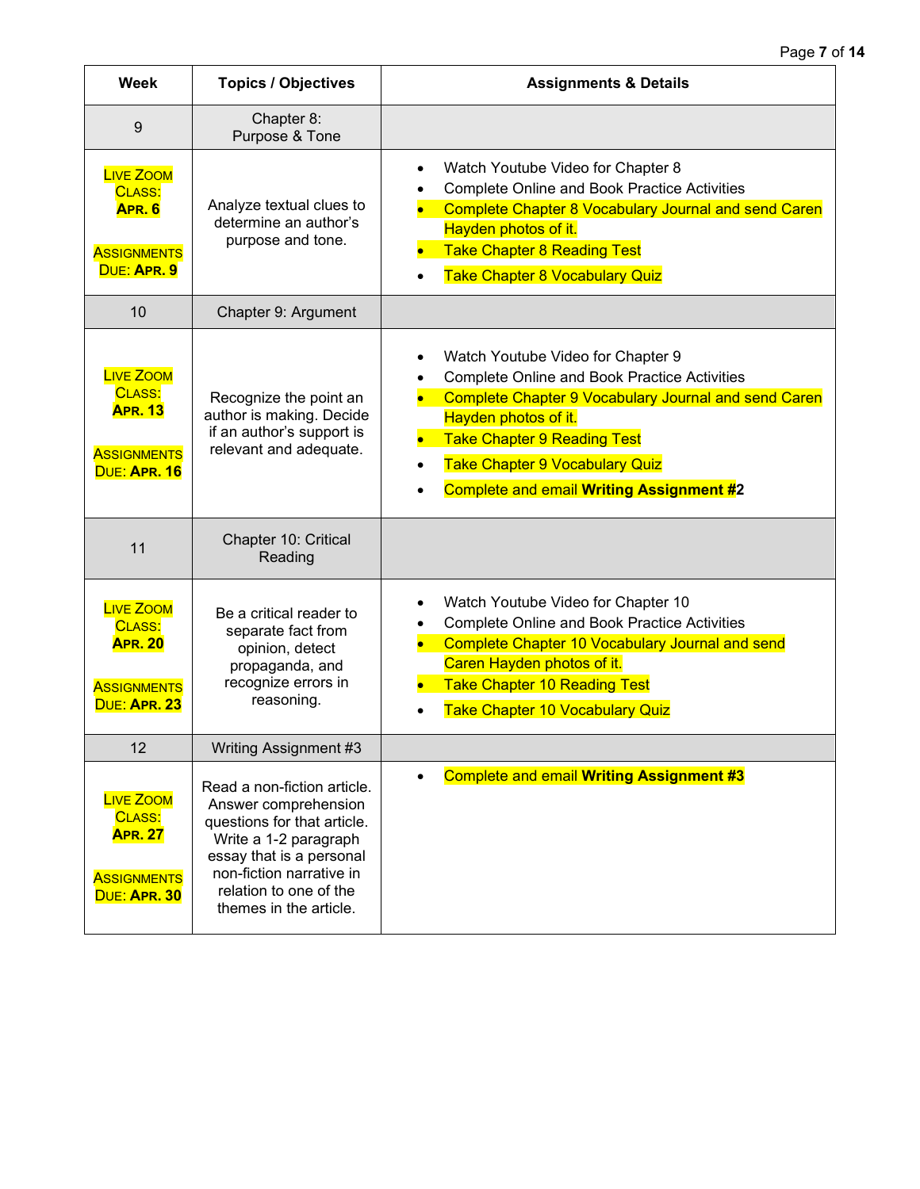| Week | Topics / Objectives | Assignments & Details |
|---|---|---|
| 9 | Chapter 8: Purpose & Tone | |
| LIVE ZOOM CLASS: **APR. 6**<br><br>ASSIGNMENTS DUE: **APR. 9** | Analyze textual clues to determine an author's purpose and tone. | • Watch Youtube Video for Chapter 8<br>• Complete Online and Book Practice Activities<br>• Complete Chapter 8 Vocabulary Journal and send Caren Hayden photos of it.<br>• Take Chapter 8 Reading Test<br>• Take Chapter 8 Vocabulary Quiz |
| 10 | Chapter 9: Argument | |
| LIVE ZOOM CLASS: **APR. 13**<br><br>ASSIGNMENTS DUE: **APR. 16** | Recognize the point an author is making. Decide if an author's support is relevant and adequate. | • Watch Youtube Video for Chapter 9<br>• Complete Online and Book Practice Activities<br>• Complete Chapter 9 Vocabulary Journal and send Caren Hayden photos of it.<br>• Take Chapter 9 Reading Test<br>• Take Chapter 9 Vocabulary Quiz<br>• Complete and email **Writing Assignment #2** |
| 11 | Chapter 10: Critical Reading | |
| LIVE ZOOM CLASS: **APR. 20**<br><br>ASSIGNMENTS DUE: **APR. 23** | Be a critical reader to separate fact from opinion, detect propaganda, and recognize errors in reasoning. | • Watch Youtube Video for Chapter 10<br>• Complete Online and Book Practice Activities<br>• Complete Chapter 10 Vocabulary Journal and send Caren Hayden photos of it.<br>• Take Chapter 10 Reading Test<br>• Take Chapter 10 Vocabulary Quiz |
| 12 | Writing Assignment #3 | |
| LIVE ZOOM CLASS: **APR. 27**<br><br>ASSIGNMENTS DUE: **APR. 30** | Read a non-fiction article. Answer comprehension questions for that article. Write a 1-2 paragraph essay that is a personal non-fiction narrative in relation to one of the themes in the article. | • Complete and email **Writing Assignment #3** |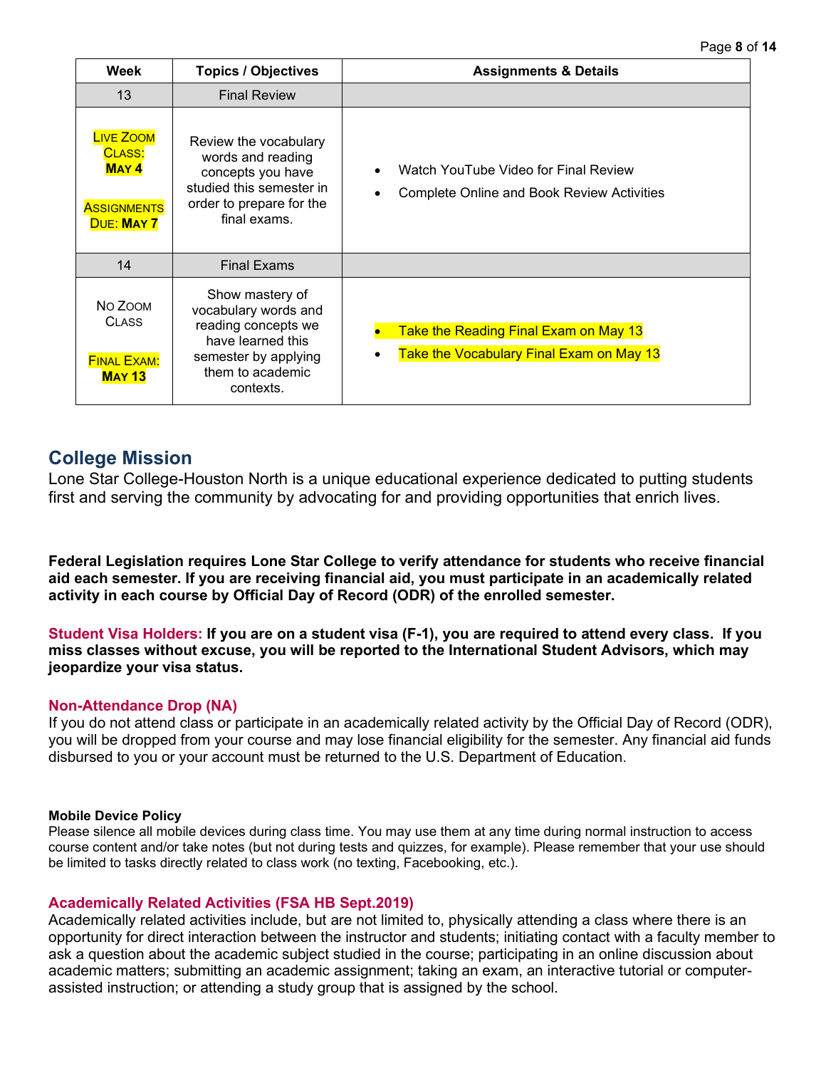| Week | Topics / Objectives | Assignments & Details |
|---|---|---|
| 13 | Final Review | |
| LIVE ZOOM CLASS: **MAY 4**<br><br>ASSIGNMENTS DUE: **MAY 7** | Review the vocabulary words and reading concepts you have studied this semester in order to prepare for the final exams. | • Watch YouTube Video for Final Review<br>• Complete Online and Book Review Activities |
| 14 | Final Exams | |
| NO ZOOM CLASS<br><br>FINAL EXAM: **MAY 13** | Show mastery of vocabulary words and reading concepts we have learned this semester by applying them to academic contexts. | • Take the Reading Final Exam on May 13<br>• Take the Vocabulary Final Exam on May 13 |

## College Mission

Lone Star College-Houston North is a unique educational experience dedicated to putting students first and serving the community by advocating for and providing opportunities that enrich lives.

**Federal Legislation requires Lone Star College to verify attendance for students who receive financial aid each semester. If you are receiving financial aid, you must participate in an academically related activity in each course by Official Day of Record (ODR) of the enrolled semester.**

**Student Visa Holders: If you are on a student visa (F-1), you are required to attend every class. If you miss classes without excuse, you will be reported to the International Student Advisors, which may jeopardize your visa status.**

### Non-Attendance Drop (NA)

If you do not attend class or participate in an academically related activity by the Official Day of Record (ODR), you will be dropped from your course and may lose financial eligibility for the semester. Any financial aid funds disbursed to you or your account must be returned to the U.S. Department of Education.

**Mobile Device Policy**

Please silence all mobile devices during class time. You may use them at any time during normal instruction to access course content and/or take notes (but not during tests and quizzes, for example). Please remember that your use should be limited to tasks directly related to class work (no texting, Facebooking, etc.).

### Academically Related Activities (FSA HB Sept.2019)

Academically related activities include, but are not limited to, physically attending a class where there is an opportunity for direct interaction between the instructor and students; initiating contact with a faculty member to ask a question about the academic subject studied in the course; participating in an online discussion about academic matters; submitting an academic assignment; taking an exam, an interactive tutorial or computer-assisted instruction; or attending a study group that is assigned by the school.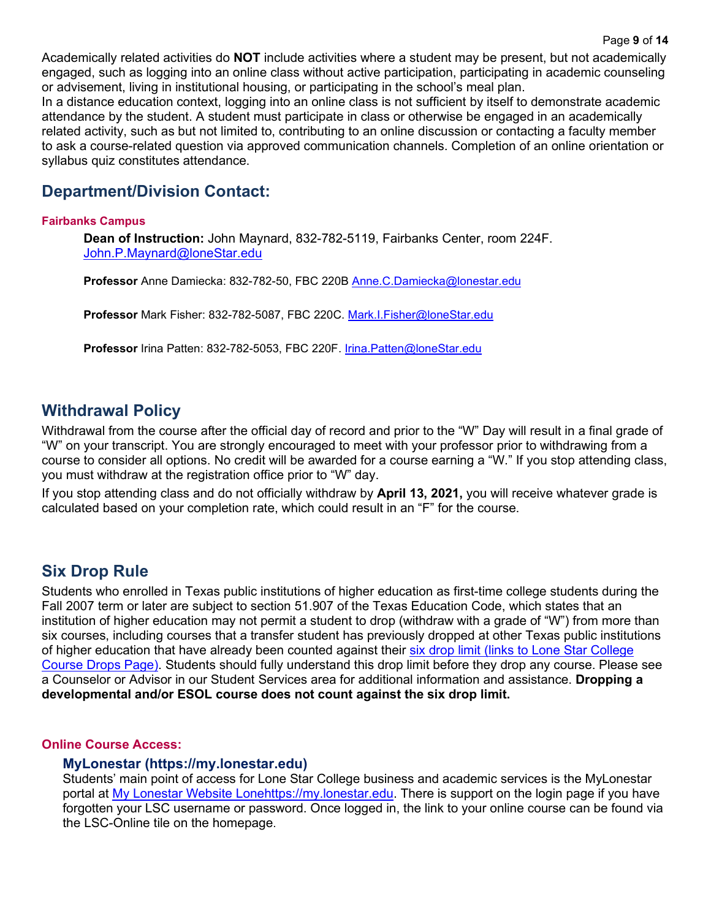Academically related activities do **NOT** include activities where a student may be present, but not academically engaged, such as logging into an online class without active participation, participating in academic counseling or advisement, living in institutional housing, or participating in the school's meal plan.
In a distance education context, logging into an online class is not sufficient by itself to demonstrate academic attendance by the student. A student must participate in class or otherwise be engaged in an academically related activity, such as but not limited to, contributing to an online discussion or contacting a faculty member to ask a course-related question via approved communication channels. Completion of an online orientation or syllabus quiz constitutes attendance.

## Department/Division Contact:

#### Fairbanks Campus

**Dean of Instruction:** John Maynard, 832-782-5119, Fairbanks Center, room 224F. John.P.Maynard@loneStar.edu

**Professor** Anne Damiecka: 832-782-50, FBC 220B Anne.C.Damiecka@lonestar.edu

**Professor** Mark Fisher: 832-782-5087, FBC 220C. Mark.I.Fisher@loneStar.edu

**Professor** Irina Patten: 832-782-5053, FBC 220F. Irina.Patten@loneStar.edu

## Withdrawal Policy

Withdrawal from the course after the official day of record and prior to the "W" Day will result in a final grade of "W" on your transcript. You are strongly encouraged to meet with your professor prior to withdrawing from a course to consider all options. No credit will be awarded for a course earning a "W." If you stop attending class, you must withdraw at the registration office prior to "W" day.

If you stop attending class and do not officially withdraw by **April 13, 2021,** you will receive whatever grade is calculated based on your completion rate, which could result in an "F" for the course.

## Six Drop Rule

Students who enrolled in Texas public institutions of higher education as first-time college students during the Fall 2007 term or later are subject to section 51.907 of the Texas Education Code, which states that an institution of higher education may not permit a student to drop (withdraw with a grade of "W") from more than six courses, including courses that a transfer student has previously dropped at other Texas public institutions of higher education that have already been counted against their six drop limit (links to Lone Star College Course Drops Page). Students should fully understand this drop limit before they drop any course. Please see a Counselor or Advisor in our Student Services area for additional information and assistance. **Dropping a developmental and/or ESOL course does not count against the six drop limit.**

#### Online Course Access:

### MyLonestar (https://my.lonestar.edu)

Students' main point of access for Lone Star College business and academic services is the MyLonestar portal at My Lonestar Website Lonehttps://my.lonestar.edu. There is support on the login page if you have forgotten your LSC username or password. Once logged in, the link to your online course can be found via the LSC-Online tile on the homepage.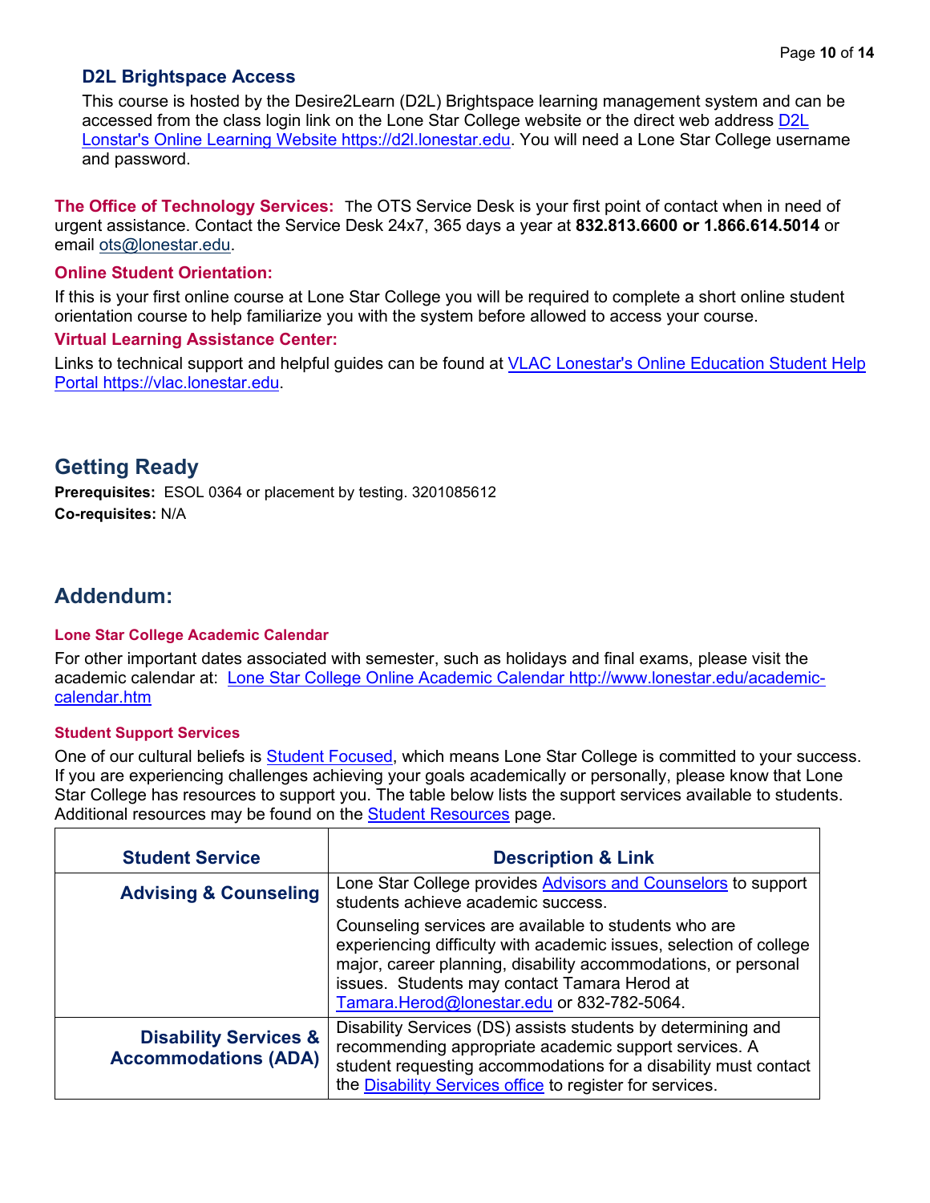### D2L Brightspace Access

This course is hosted by the Desire2Learn (D2L) Brightspace learning management system and can be accessed from the class login link on the Lone Star College website or the direct web address D2L Lonstar's Online Learning Website https://d2l.lonestar.edu. You will need a Lone Star College username and password.

**The Office of Technology Services:** The OTS Service Desk is your first point of contact when in need of urgent assistance. Contact the Service Desk 24x7, 365 days a year at **832.813.6600 or 1.866.614.5014** or email ots@lonestar.edu.

**Online Student Orientation:**

If this is your first online course at Lone Star College you will be required to complete a short online student orientation course to help familiarize you with the system before allowed to access your course.

**Virtual Learning Assistance Center:**

Links to technical support and helpful guides can be found at VLAC Lonestar's Online Education Student Help Portal https://vlac.lonestar.edu.

## Getting Ready

**Prerequisites:** ESOL 0364 or placement by testing. 3201085612

**Co-requisites:** N/A

## Addendum:

#### Lone Star College Academic Calendar

For other important dates associated with semester, such as holidays and final exams, please visit the academic calendar at: Lone Star College Online Academic Calendar http://www.lonestar.edu/academic-calendar.htm

#### Student Support Services

One of our cultural beliefs is Student Focused, which means Lone Star College is committed to your success. If you are experiencing challenges achieving your goals academically or personally, please know that Lone Star College has resources to support you. The table below lists the support services available to students. Additional resources may be found on the Student Resources page.

| Student Service | Description & Link |
|---|---|
| **Advising & Counseling** | Lone Star College provides Advisors and Counselors to support students achieve academic success. Counseling services are available to students who are experiencing difficulty with academic issues, selection of college major, career planning, disability accommodations, or personal issues. Students may contact Tamara Herod at Tamara.Herod@lonestar.edu or 832-782-5064. |
| **Disability Services & Accommodations (ADA)** | Disability Services (DS) assists students by determining and recommending appropriate academic support services. A student requesting accommodations for a disability must contact the Disability Services office to register for services. |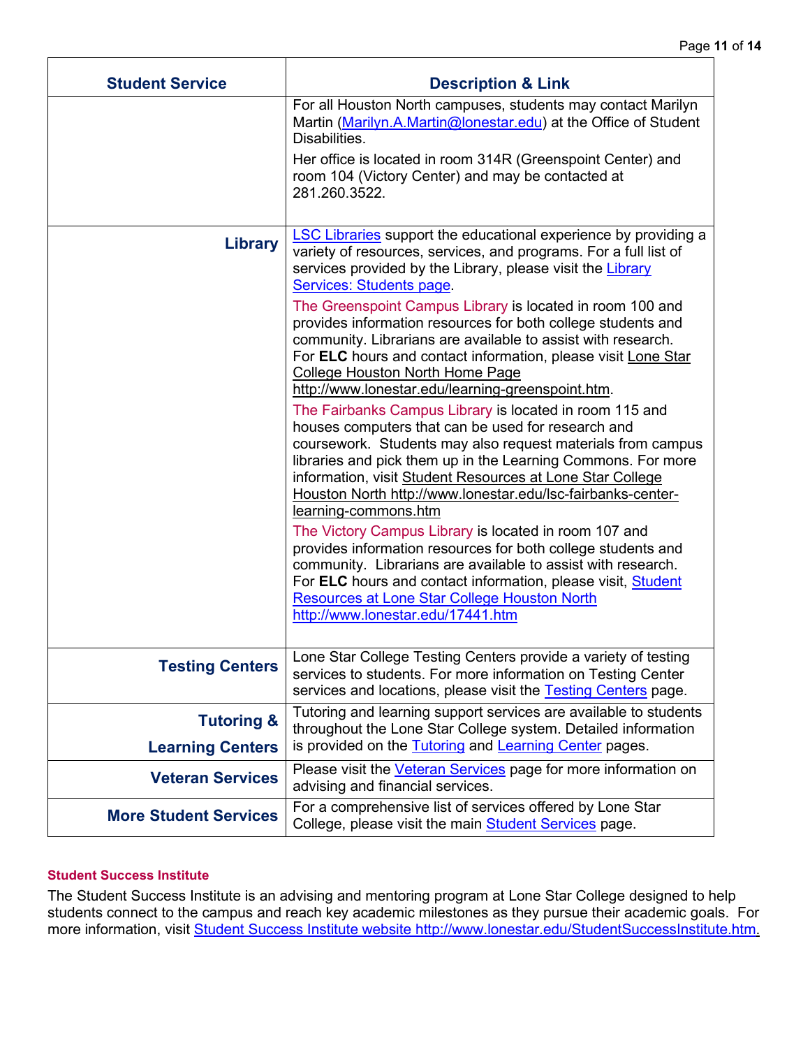| Student Service | Description & Link |
| --- | --- |
| | For all Houston North campuses, students may contact Marilyn Martin (Marilyn.A.Martin@lonestar.edu) at the Office of Student Disabilities.<br><br>Her office is located in room 314R (Greenspoint Center) and room 104 (Victory Center) and may be contacted at 281.260.3522. |
| **Library** | LSC Libraries support the educational experience by providing a variety of resources, services, and programs. For a full list of services provided by the Library, please visit the Library Services: Students page.<br><br>The Greenspoint Campus Library is located in room 100 and provides information resources for both college students and community. Librarians are available to assist with research. For **ELC** hours and contact information, please visit Lone Star College Houston North Home Page http://www.lonestar.edu/learning-greenspoint.htm.<br><br>The Fairbanks Campus Library is located in room 115 and houses computers that can be used for research and coursework. Students may also request materials from campus libraries and pick them up in the Learning Commons. For more information, visit Student Resources at Lone Star College Houston North http://www.lonestar.edu/lsc-fairbanks-center-learning-commons.htm<br><br>The Victory Campus Library is located in room 107 and provides information resources for both college students and community. Librarians are available to assist with research. For **ELC** hours and contact information, please visit, Student Resources at Lone Star College Houston North http://www.lonestar.edu/17441.htm |
| **Testing Centers** | Lone Star College Testing Centers provide a variety of testing services to students. For more information on Testing Center services and locations, please visit the Testing Centers page. |
| **Tutoring & Learning Centers** | Tutoring and learning support services are available to students throughout the Lone Star College system. Detailed information is provided on the Tutoring and Learning Center pages. |
| **Veteran Services** | Please visit the Veteran Services page for more information on advising and financial services. |
| **More Student Services** | For a comprehensive list of services offered by Lone Star College, please visit the main Student Services page. |

#### Student Success Institute

The Student Success Institute is an advising and mentoring program at Lone Star College designed to help students connect to the campus and reach key academic milestones as they pursue their academic goals. For more information, visit Student Success Institute website http://www.lonestar.edu/StudentSuccessInstitute.htm.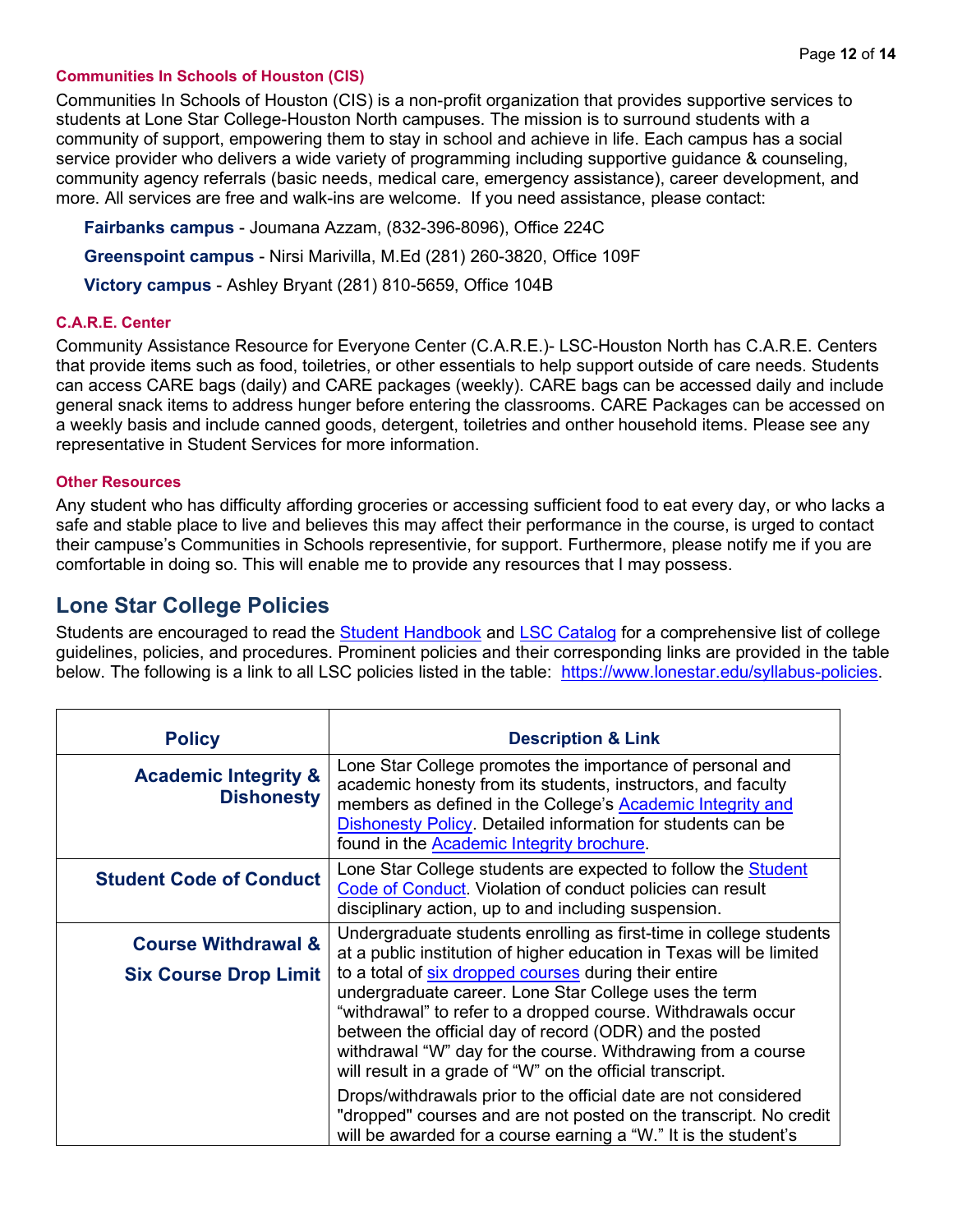### Communities In Schools of Houston (CIS)

Communities In Schools of Houston (CIS) is a non-profit organization that provides supportive services to students at Lone Star College-Houston North campuses. The mission is to surround students with a community of support, empowering them to stay in school and achieve in life. Each campus has a social service provider who delivers a wide variety of programming including supportive guidance & counseling, community agency referrals (basic needs, medical care, emergency assistance), career development, and more. All services are free and walk-ins are welcome. If you need assistance, please contact:

**Fairbanks campus** - Joumana Azzam, (832-396-8096), Office 224C

**Greenspoint campus** - Nirsi Marivilla, M.Ed (281) 260-3820, Office 109F

**Victory campus** - Ashley Bryant (281) 810-5659, Office 104B

### C.A.R.E. Center

Community Assistance Resource for Everyone Center (C.A.R.E.)- LSC-Houston North has C.A.R.E. Centers that provide items such as food, toiletries, or other essentials to help support outside of care needs. Students can access CARE bags (daily) and CARE packages (weekly). CARE bags can be accessed daily and include general snack items to address hunger before entering the classrooms. CARE Packages can be accessed on a weekly basis and include canned goods, detergent, toiletries and onther household items. Please see any representative in Student Services for more information.

### Other Resources

Any student who has difficulty affording groceries or accessing sufficient food to eat every day, or who lacks a safe and stable place to live and believes this may affect their performance in the course, is urged to contact their campuse's Communities in Schools representivie, for support. Furthermore, please notify me if you are comfortable in doing so. This will enable me to provide any resources that I may possess.

## Lone Star College Policies

Students are encouraged to read the Student Handbook and LSC Catalog for a comprehensive list of college guidelines, policies, and procedures. Prominent policies and their corresponding links are provided in the table below. The following is a link to all LSC policies listed in the table: https://www.lonestar.edu/syllabus-policies.

| Policy | Description & Link |
| --- | --- |
| **Academic Integrity & Dishonesty** | Lone Star College promotes the importance of personal and academic honesty from its students, instructors, and faculty members as defined in the College's Academic Integrity and Dishonesty Policy. Detailed information for students can be found in the Academic Integrity brochure. |
| **Student Code of Conduct** | Lone Star College students are expected to follow the Student Code of Conduct. Violation of conduct policies can result disciplinary action, up to and including suspension. |
| **Course Withdrawal & Six Course Drop Limit** | Undergraduate students enrolling as first-time in college students at a public institution of higher education in Texas will be limited to a total of six dropped courses during their entire undergraduate career. Lone Star College uses the term "withdrawal" to refer to a dropped course. Withdrawals occur between the official day of record (ODR) and the posted withdrawal "W" day for the course. Withdrawing from a course will result in a grade of "W" on the official transcript. Drops/withdrawals prior to the official date are not considered "dropped" courses and are not posted on the transcript. No credit will be awarded for a course earning a "W." It is the student's |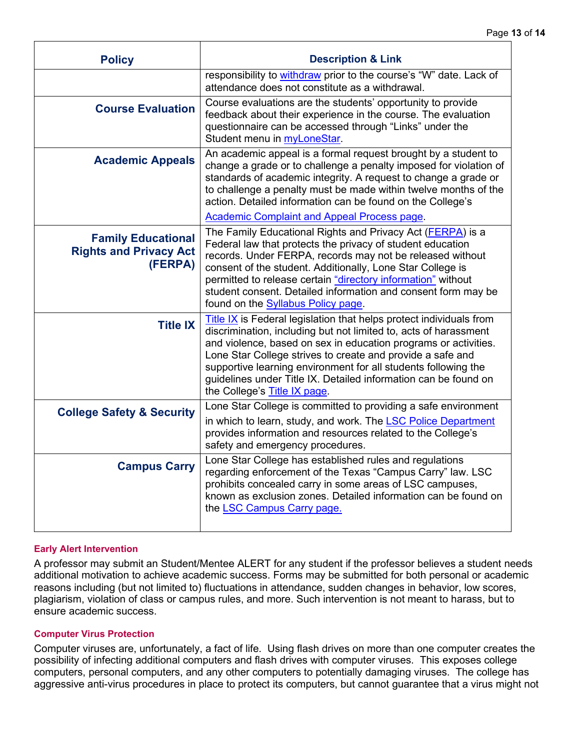| Policy | Description & Link |
|---|---|
| | responsibility to withdraw prior to the course's "W" date. Lack of attendance does not constitute as a withdrawal. |
| **Course Evaluation** | Course evaluations are the students' opportunity to provide feedback about their experience in the course. The evaluation questionnaire can be accessed through "Links" under the Student menu in myLoneStar. |
| **Academic Appeals** | An academic appeal is a formal request brought by a student to change a grade or to challenge a penalty imposed for violation of standards of academic integrity. A request to change a grade or to challenge a penalty must be made within twelve months of the action. Detailed information can be found on the College's Academic Complaint and Appeal Process page. |
| **Family Educational Rights and Privacy Act (FERPA)** | The Family Educational Rights and Privacy Act (FERPA) is a Federal law that protects the privacy of student education records. Under FERPA, records may not be released without consent of the student. Additionally, Lone Star College is permitted to release certain "directory information" without student consent. Detailed information and consent form may be found on the Syllabus Policy page. |
| **Title IX** | Title IX is Federal legislation that helps protect individuals from discrimination, including but not limited to, acts of harassment and violence, based on sex in education programs or activities. Lone Star College strives to create and provide a safe and supportive learning environment for all students following the guidelines under Title IX. Detailed information can be found on the College's Title IX page. |
| **College Safety & Security** | Lone Star College is committed to providing a safe environment in which to learn, study, and work. The LSC Police Department provides information and resources related to the College's safety and emergency procedures. |
| **Campus Carry** | Lone Star College has established rules and regulations regarding enforcement of the Texas "Campus Carry" law. LSC prohibits concealed carry in some areas of LSC campuses, known as exclusion zones. Detailed information can be found on the LSC Campus Carry page. |

### Early Alert Intervention

A professor may submit an Student/Mentee ALERT for any student if the professor believes a student needs additional motivation to achieve academic success. Forms may be submitted for both personal or academic reasons including (but not limited to) fluctuations in attendance, sudden changes in behavior, low scores, plagiarism, violation of class or campus rules, and more. Such intervention is not meant to harass, but to ensure academic success.

### Computer Virus Protection

Computer viruses are, unfortunately, a fact of life. Using flash drives on more than one computer creates the possibility of infecting additional computers and flash drives with computer viruses. This exposes college computers, personal computers, and any other computers to potentially damaging viruses. The college has aggressive anti-virus procedures in place to protect its computers, but cannot guarantee that a virus might not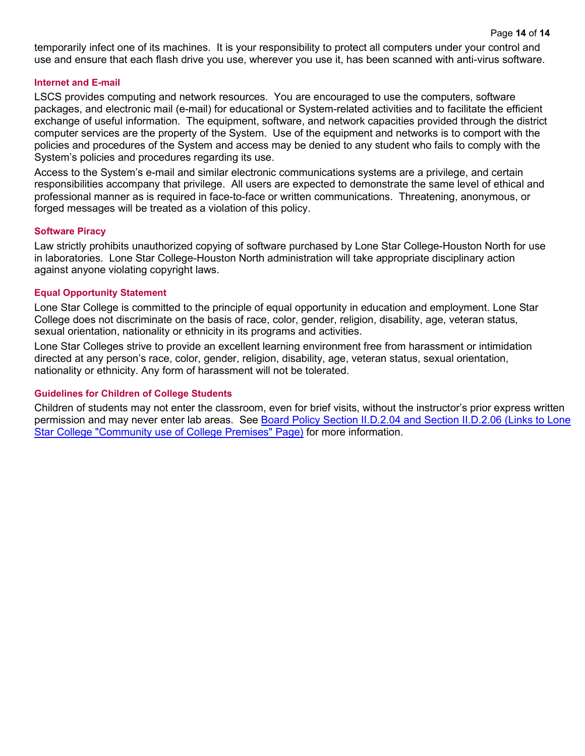temporarily infect one of its machines. It is your responsibility to protect all computers under your control and use and ensure that each flash drive you use, wherever you use it, has been scanned with anti-virus software.

### Internet and E-mail

LSCS provides computing and network resources. You are encouraged to use the computers, software packages, and electronic mail (e-mail) for educational or System-related activities and to facilitate the efficient exchange of useful information. The equipment, software, and network capacities provided through the district computer services are the property of the System. Use of the equipment and networks is to comport with the policies and procedures of the System and access may be denied to any student who fails to comply with the System's policies and procedures regarding its use.

Access to the System's e-mail and similar electronic communications systems are a privilege, and certain responsibilities accompany that privilege. All users are expected to demonstrate the same level of ethical and professional manner as is required in face-to-face or written communications. Threatening, anonymous, or forged messages will be treated as a violation of this policy.

### Software Piracy

Law strictly prohibits unauthorized copying of software purchased by Lone Star College-Houston North for use in laboratories. Lone Star College-Houston North administration will take appropriate disciplinary action against anyone violating copyright laws.

### Equal Opportunity Statement

Lone Star College is committed to the principle of equal opportunity in education and employment. Lone Star College does not discriminate on the basis of race, color, gender, religion, disability, age, veteran status, sexual orientation, nationality or ethnicity in its programs and activities.

Lone Star Colleges strive to provide an excellent learning environment free from harassment or intimidation directed at any person's race, color, gender, religion, disability, age, veteran status, sexual orientation, nationality or ethnicity. Any form of harassment will not be tolerated.

### Guidelines for Children of College Students

Children of students may not enter the classroom, even for brief visits, without the instructor's prior express written permission and may never enter lab areas. See Board Policy Section II.D.2.04 and Section II.D.2.06 (Links to Lone Star College "Community use of College Premises" Page) for more information.